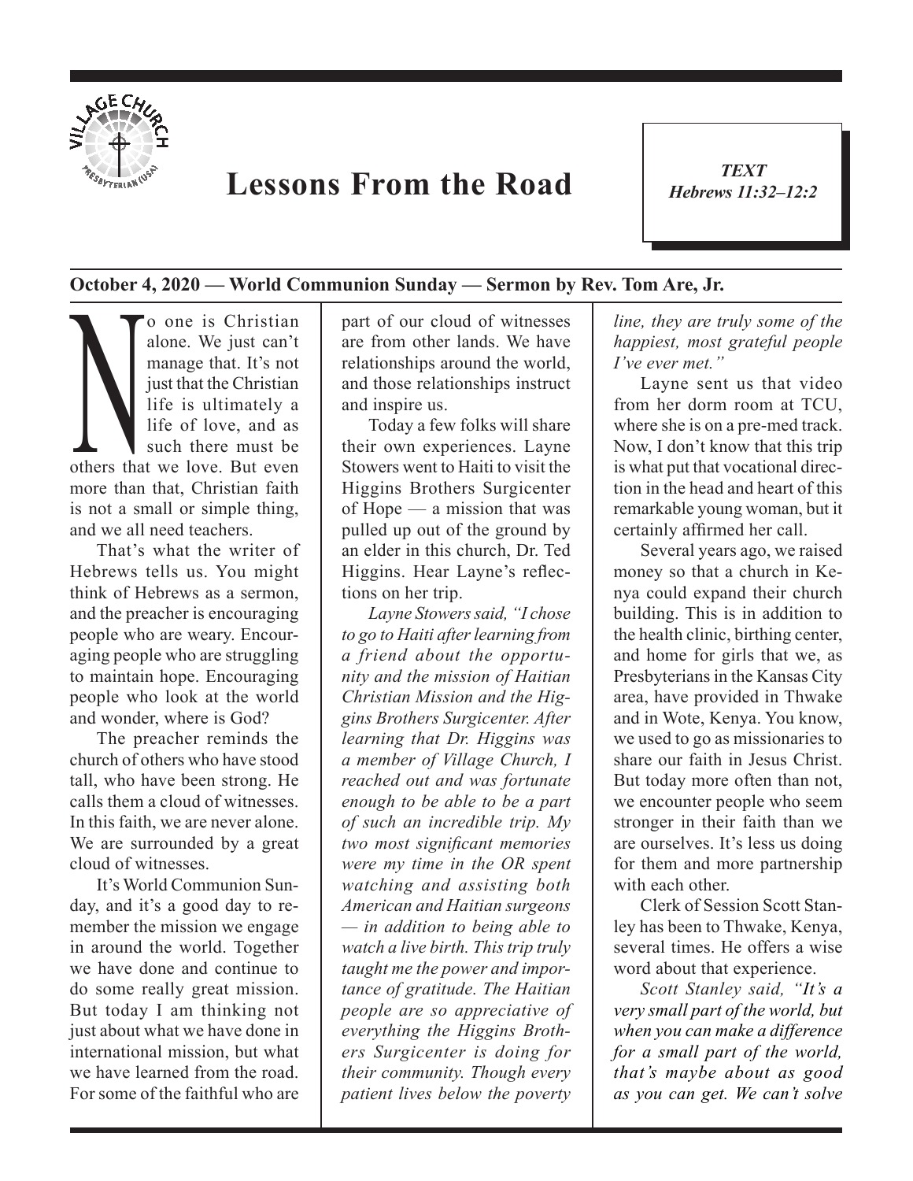# Lessons From the Road

*TEXT*
*Hebrews 11:32–12:2*

**October 4, 2020 — World Communion Sunday — Sermon by Rev. Tom Are, Jr.**

No one is Christian alone. We just can't manage that. It's not just that the Christian life is ultimately a life of love, and as such there must be others that we love. But even more than that, Christian faith is not a small or simple thing, and we all need teachers.

That's what the writer of Hebrews tells us. You might think of Hebrews as a sermon, and the preacher is encouraging people who are weary. Encouraging people who are struggling to maintain hope. Encouraging people who look at the world and wonder, where is God?

The preacher reminds the church of others who have stood tall, who have been strong. He calls them a cloud of witnesses. In this faith, we are never alone. We are surrounded by a great cloud of witnesses.

It's World Communion Sunday, and it's a good day to remember the mission we engage in around the world. Together we have done and continue to do some really great mission. But today I am thinking not just about what we have done in international mission, but what we have learned from the road. For some of the faithful who are part of our cloud of witnesses are from other lands. We have relationships around the world, and those relationships instruct and inspire us.

Today a few folks will share their own experiences. Layne Stowers went to Haiti to visit the Higgins Brothers Surgicenter of Hope — a mission that was pulled up out of the ground by an elder in this church, Dr. Ted Higgins. Hear Layne's reflections on her trip.

*Layne Stowers said, "I chose to go to Haiti after learning from a friend about the opportunity and the mission of Haitian Christian Mission and the Higgins Brothers Surgicenter. After learning that Dr. Higgins was a member of Village Church, I reached out and was fortunate enough to be able to be a part of such an incredible trip. My two most significant memories were my time in the OR spent watching and assisting both American and Haitian surgeons — in addition to being able to watch a live birth. This trip truly taught me the power and importance of gratitude. The Haitian people are so appreciative of everything the Higgins Brothers Surgicenter is doing for their community. Though every patient lives below the poverty line, they are truly some of the happiest, most grateful people I've ever met."*

Layne sent us that video from her dorm room at TCU, where she is on a pre-med track. Now, I don't know that this trip is what put that vocational direction in the head and heart of this remarkable young woman, but it certainly affirmed her call.

Several years ago, we raised money so that a church in Kenya could expand their church building. This is in addition to the health clinic, birthing center, and home for girls that we, as Presbyterians in the Kansas City area, have provided in Thwake and in Wote, Kenya. You know, we used to go as missionaries to share our faith in Jesus Christ. But today more often than not, we encounter people who seem stronger in their faith than we are ourselves. It's less us doing for them and more partnership with each other.

Clerk of Session Scott Stanley has been to Thwake, Kenya, several times. He offers a wise word about that experience.

*Scott Stanley said, "It's a very small part of the world, but when you can make a difference for a small part of the world, that's maybe about as good as you can get. We can't solve*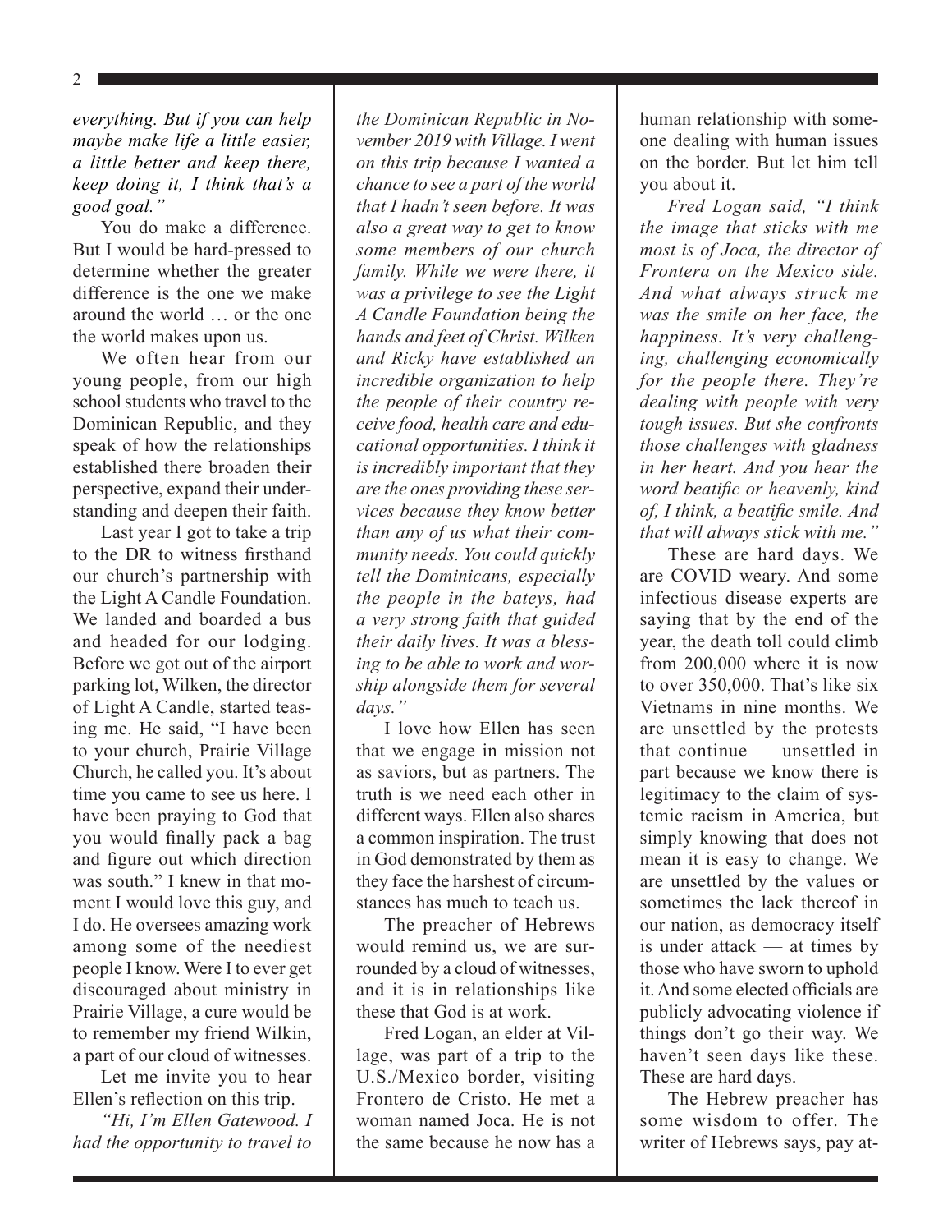*everything. But if you can help maybe make life a little easier, a little better and keep there, keep doing it, I think that's a good goal."*

You do make a difference. But I would be hard-pressed to determine whether the greater difference is the one we make around the world … or the one the world makes upon us.

We often hear from our young people, from our high school students who travel to the Dominican Republic, and they speak of how the relationships established there broaden their perspective, expand their understanding and deepen their faith.

Last year I got to take a trip to the DR to witness firsthand our church's partnership with the Light A Candle Foundation. We landed and boarded a bus and headed for our lodging. Before we got out of the airport parking lot, Wilken, the director of Light A Candle, started teasing me. He said, "I have been to your church, Prairie Village Church, he called you. It's about time you came to see us here. I have been praying to God that you would finally pack a bag and figure out which direction was south." I knew in that moment I would love this guy, and I do. He oversees amazing work among some of the neediest people I know. Were I to ever get discouraged about ministry in Prairie Village, a cure would be to remember my friend Wilkin, a part of our cloud of witnesses.

Let me invite you to hear Ellen's reflection on this trip.

*"Hi, I'm Ellen Gatewood. I had the opportunity to travel to the Dominican Republic in November 2019 with Village. I went on this trip because I wanted a chance to see a part of the world that I hadn't seen before. It was also a great way to get to know some members of our church family. While we were there, it was a privilege to see the Light A Candle Foundation being the hands and feet of Christ. Wilken and Ricky have established an incredible organization to help the people of their country receive food, health care and educational opportunities. I think it is incredibly important that they are the ones providing these services because they know better than any of us what their community needs. You could quickly tell the Dominicans, especially the people in the bateys, had a very strong faith that guided their daily lives. It was a blessing to be able to work and worship alongside them for several days."*

I love how Ellen has seen that we engage in mission not as saviors, but as partners. The truth is we need each other in different ways. Ellen also shares a common inspiration. The trust in God demonstrated by them as they face the harshest of circumstances has much to teach us.

The preacher of Hebrews would remind us, we are surrounded by a cloud of witnesses, and it is in relationships like these that God is at work.

Fred Logan, an elder at Village, was part of a trip to the U.S./Mexico border, visiting Frontero de Cristo. He met a woman named Joca. He is not the same because he now has a human relationship with someone dealing with human issues on the border. But let him tell you about it.

*Fred Logan said, "I think the image that sticks with me most is of Joca, the director of Frontera on the Mexico side. And what always struck me was the smile on her face, the happiness. It's very challenging, challenging economically for the people there. They're dealing with people with very tough issues. But she confronts those challenges with gladness in her heart. And you hear the word beatific or heavenly, kind of, I think, a beatific smile. And that will always stick with me."*

These are hard days. We are COVID weary. And some infectious disease experts are saying that by the end of the year, the death toll could climb from 200,000 where it is now to over 350,000. That's like six Vietnams in nine months. We are unsettled by the protests that continue — unsettled in part because we know there is legitimacy to the claim of systemic racism in America, but simply knowing that does not mean it is easy to change. We are unsettled by the values or sometimes the lack thereof in our nation, as democracy itself is under attack — at times by those who have sworn to uphold it. And some elected officials are publicly advocating violence if things don't go their way. We haven't seen days like these. These are hard days.

The Hebrew preacher has some wisdom to offer. The writer of Hebrews says, pay at-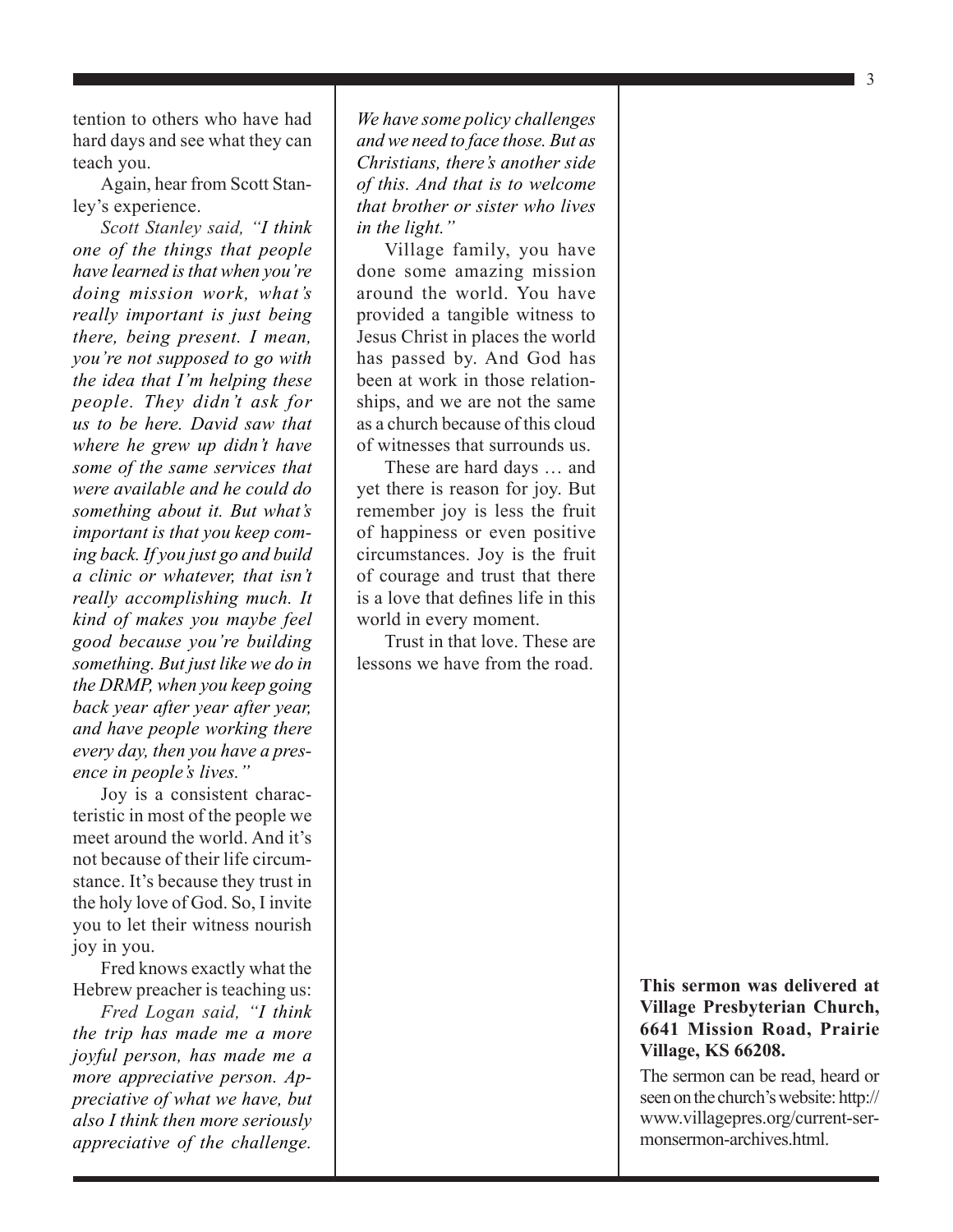tention to others who have had hard days and see what they can teach you.

Again, hear from Scott Stanley's experience.

*Scott Stanley said, "I think one of the things that people have learned is that when you're doing mission work, what's really important is just being there, being present. I mean, you're not supposed to go with the idea that I'm helping these people. They didn't ask for us to be here. David saw that where he grew up didn't have some of the same services that were available and he could do something about it. But what's important is that you keep coming back. If you just go and build a clinic or whatever, that isn't really accomplishing much. It kind of makes you maybe feel good because you're building something. But just like we do in the DRMP, when you keep going back year after year after year, and have people working there every day, then you have a presence in people's lives."*

Joy is a consistent characteristic in most of the people we meet around the world. And it's not because of their life circumstance. It's because they trust in the holy love of God. So, I invite you to let their witness nourish joy in you.

Fred knows exactly what the Hebrew preacher is teaching us:

*Fred Logan said, "I think the trip has made me a more joyful person, has made me a more appreciative person. Appreciative of what we have, but also I think then more seriously appreciative of the challenge. We have some policy challenges and we need to face those. But as Christians, there's another side of this. And that is to welcome that brother or sister who lives in the light."*

Village family, you have done some amazing mission around the world. You have provided a tangible witness to Jesus Christ in places the world has passed by. And God has been at work in those relationships, and we are not the same as a church because of this cloud of witnesses that surrounds us.

These are hard days … and yet there is reason for joy. But remember joy is less the fruit of happiness or even positive circumstances. Joy is the fruit of courage and trust that there is a love that defines life in this world in every moment.

Trust in that love. These are lessons we have from the road.

**This sermon was delivered at Village Presbyterian Church, 6641 Mission Road, Prairie Village, KS 66208.**

The sermon can be read, heard or seen on the church's website: http://www.villagepres.org/current-sermonsermon-archives.html.